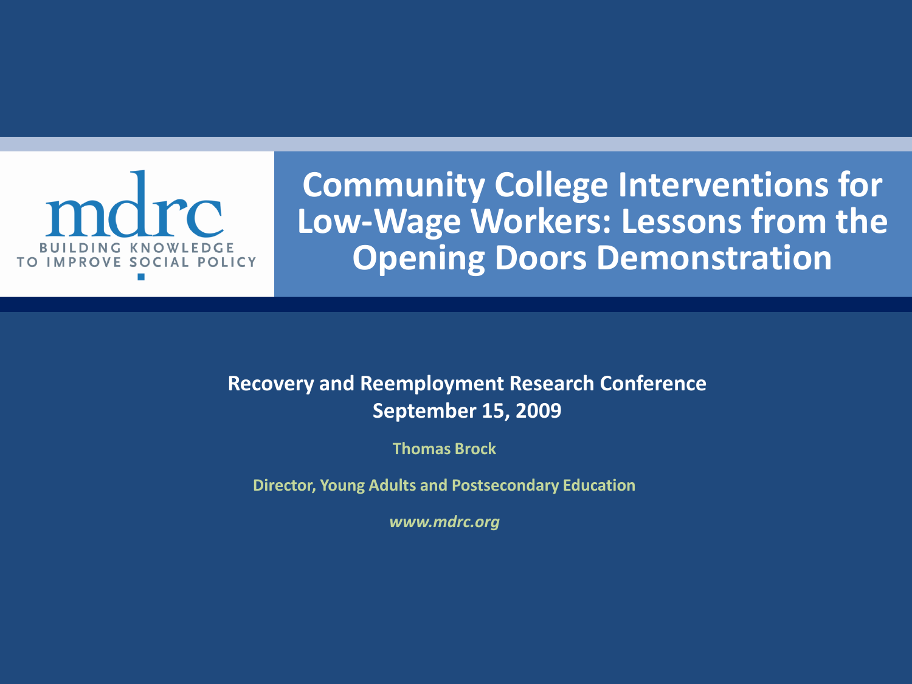mdrc

BUILDING KNOWLEDGE TO IMPROVE SOCIAL POLICY

# Community College Interventions for Low-Wage Workers: Lessons from the Opening Doors Demonstration

**Recovery and Reemployment Research Conference**
**September 15, 2009**

**Thomas Brock**

**Director, Young Adults and Postsecondary Education**

***www.mdrc.org***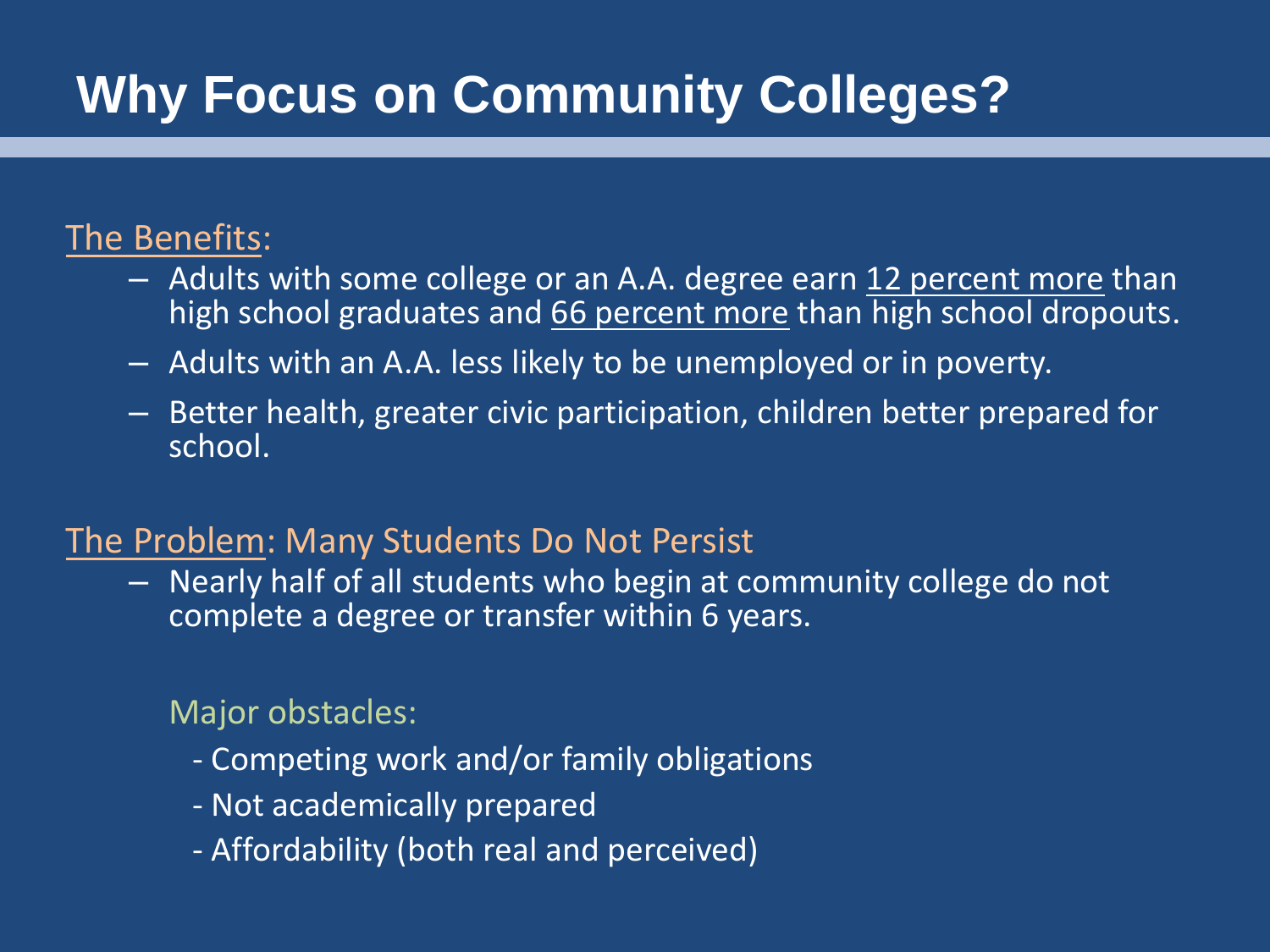# Why Focus on Community Colleges?

The Benefits:

- Adults with some college or an A.A. degree earn 12 percent more than high school graduates and 66 percent more than high school dropouts.
- Adults with an A.A. less likely to be unemployed or in poverty.
- Better health, greater civic participation, children better prepared for school.

The Problem: Many Students Do Not Persist

- Nearly half of all students who begin at community college do not complete a degree or transfer within 6 years.

  Major obstacles:

  - Competing work and/or family obligations
  - Not academically prepared
  - Affordability (both real and perceived)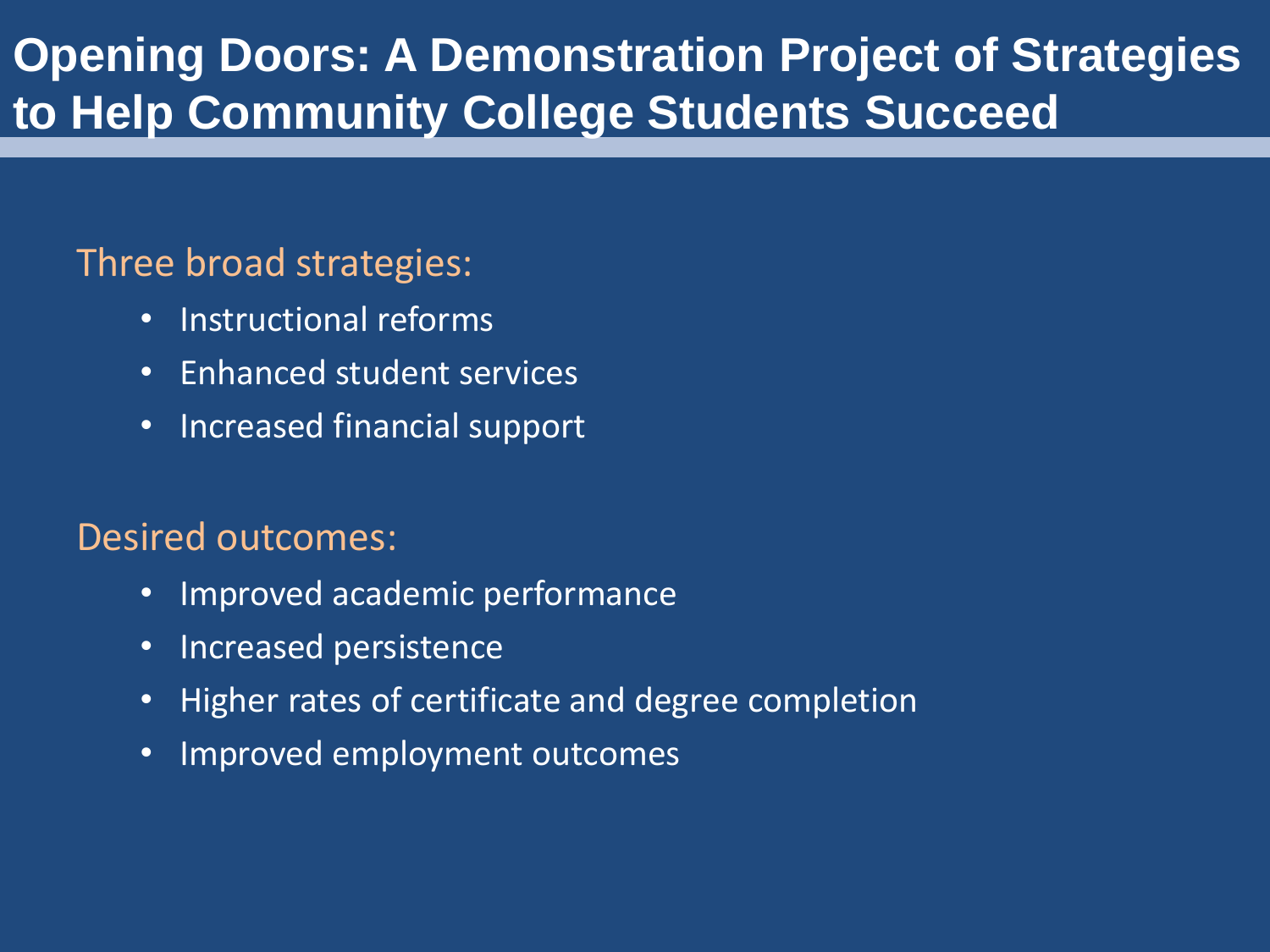# Opening Doors: A Demonstration Project of Strategies to Help Community College Students Succeed

Three broad strategies:

- Instructional reforms
- Enhanced student services
- Increased financial support

Desired outcomes:

- Improved academic performance
- Increased persistence
- Higher rates of certificate and degree completion
- Improved employment outcomes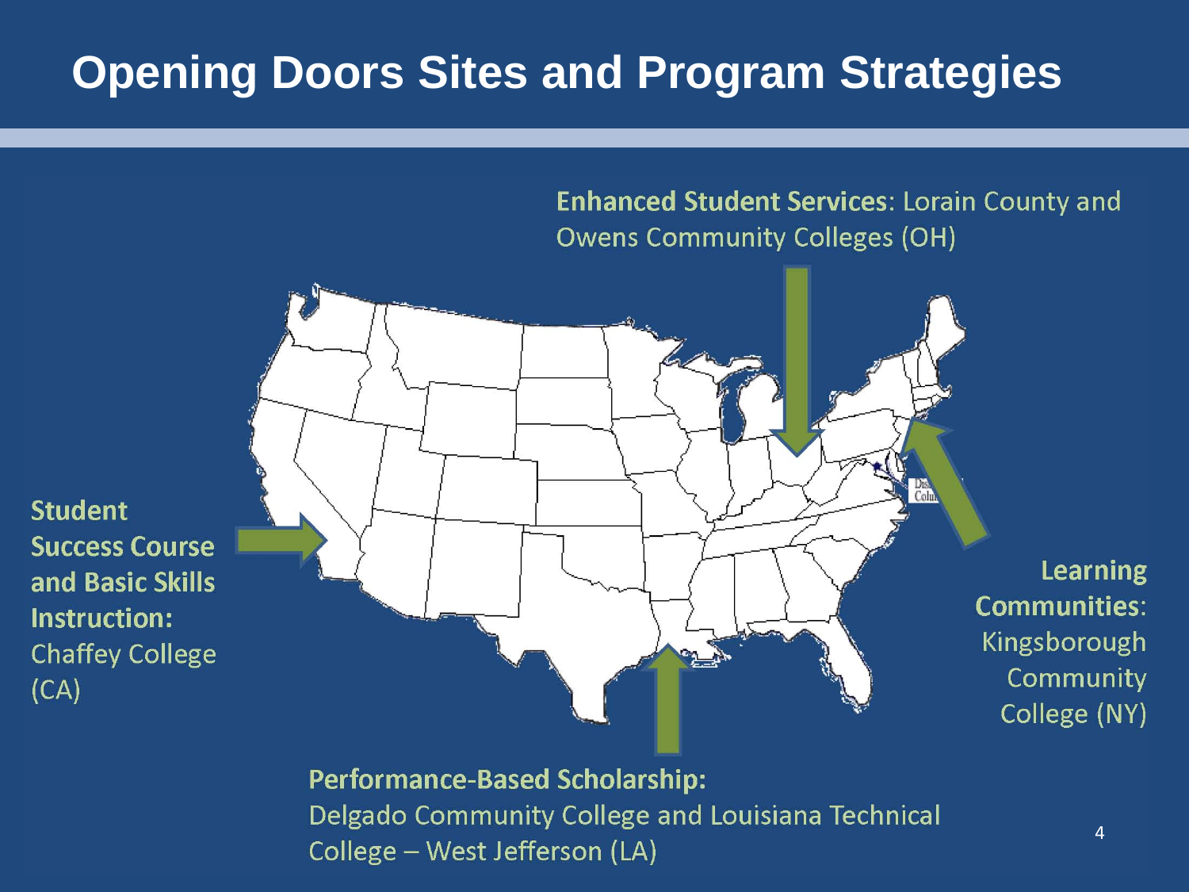# Opening Doors Sites and Program Strategies

**Enhanced Student Services**: Lorain County and Owens Community Colleges (OH)

**Student Success Course and Basic Skills Instruction:** Chaffey College (CA)

**Learning Communities**: Kingsborough Community College (NY)

**Performance-Based Scholarship:** Delgado Community College and Louisiana Technical College – West Jefferson (LA)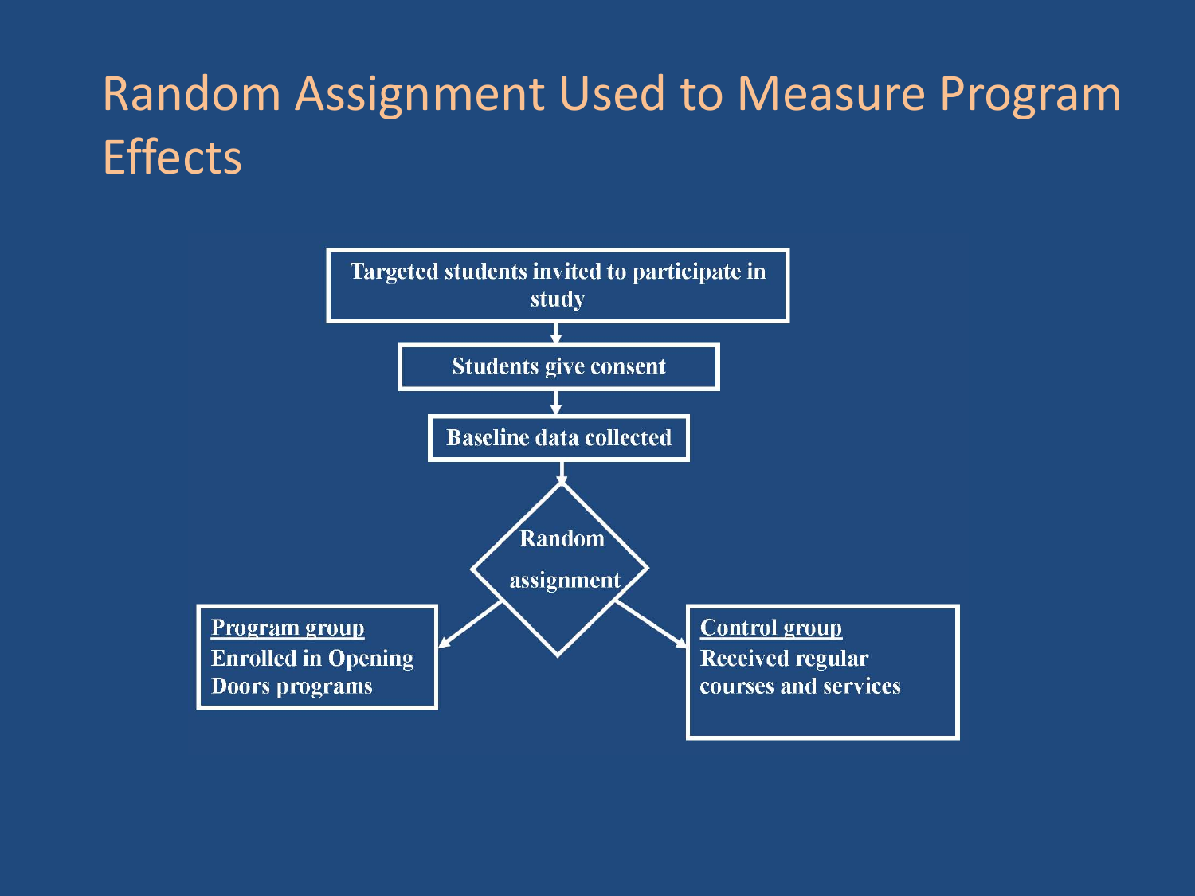# Random Assignment Used to Measure Program Effects

Targeted students invited to participate in study

↓

Students give consent

↓

Baseline data collected

↓

Random assignment

**Program group**
Enrolled in Opening Doors programs

**Control group**
Received regular courses and services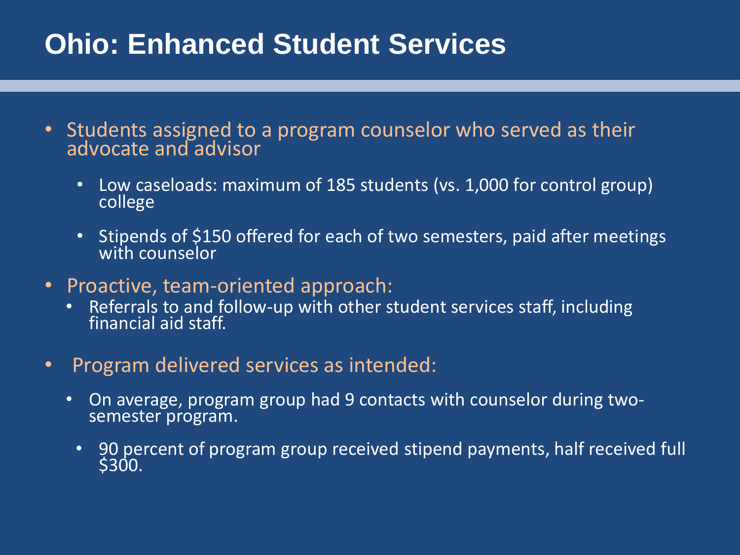# Ohio: Enhanced Student Services

- Students assigned to a program counselor who served as their advocate and advisor
  - Low caseloads: maximum of 185 students (vs. 1,000 for control group) college
  - Stipends of $150 offered for each of two semesters, paid after meetings with counselor
- Proactive, team-oriented approach:
  - Referrals to and follow-up with other student services staff, including financial aid staff.
- Program delivered services as intended:
  - On average, program group had 9 contacts with counselor during two-semester program.
  - 90 percent of program group received stipend payments, half received full $300.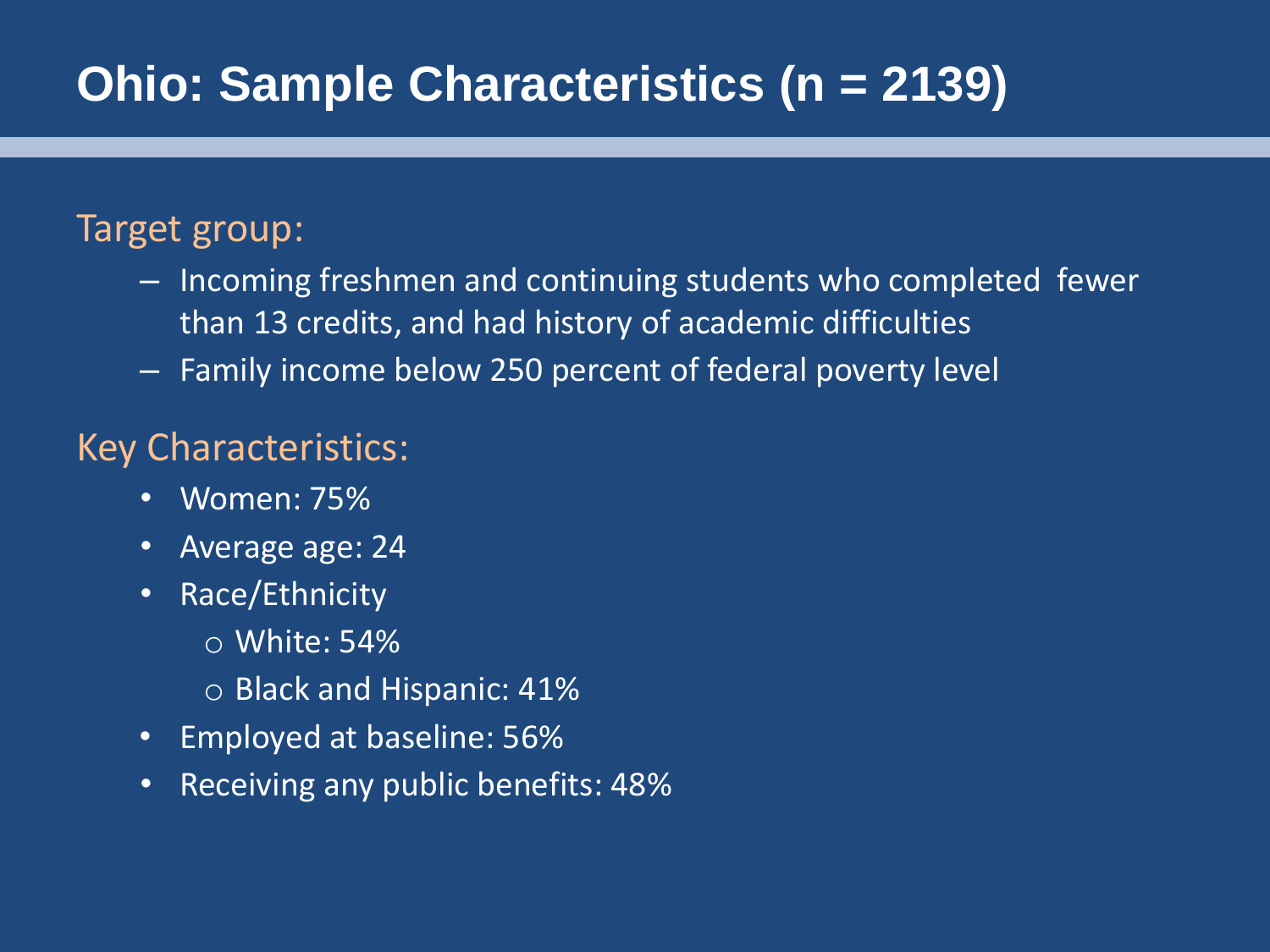# Ohio: Sample Characteristics (n = 2139)

## Target group:

- Incoming freshmen and continuing students who completed fewer than 13 credits, and had history of academic difficulties
- Family income below 250 percent of federal poverty level

## Key Characteristics:

- Women: 75%
- Average age: 24
- Race/Ethnicity
  - White: 54%
  - Black and Hispanic: 41%
- Employed at baseline: 56%
- Receiving any public benefits: 48%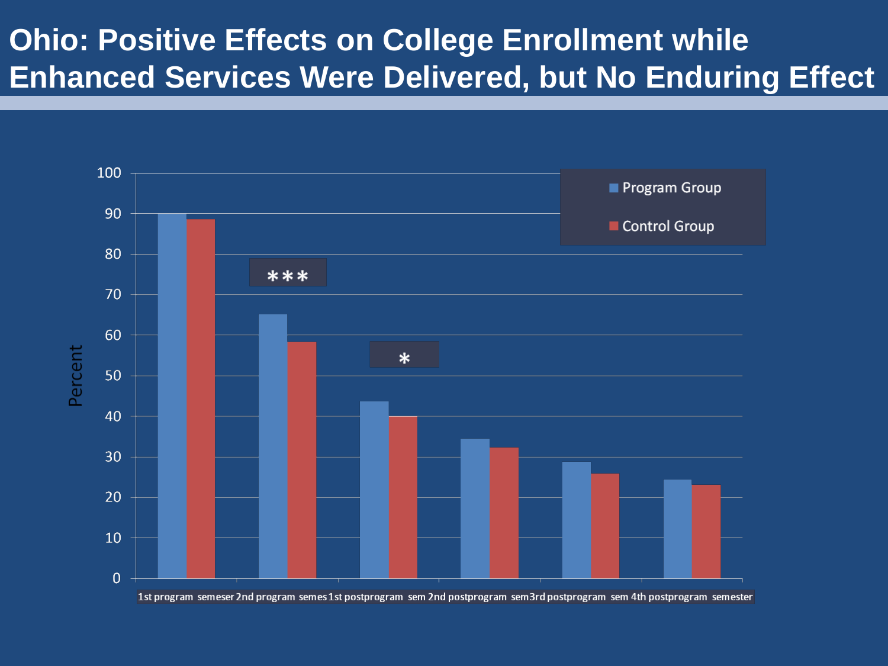# Ohio: Positive Effects on College Enrollment while Enhanced Services Were Delivered, but No Enduring Effect

Percent

100
90
80
70
60
50
40
30
20
10
0

***

*

Program Group

Control Group

1st program semeser 2nd program semes 1st postprogram sem 2nd postprogram sem 3rd postprogram sem 4th postprogram semester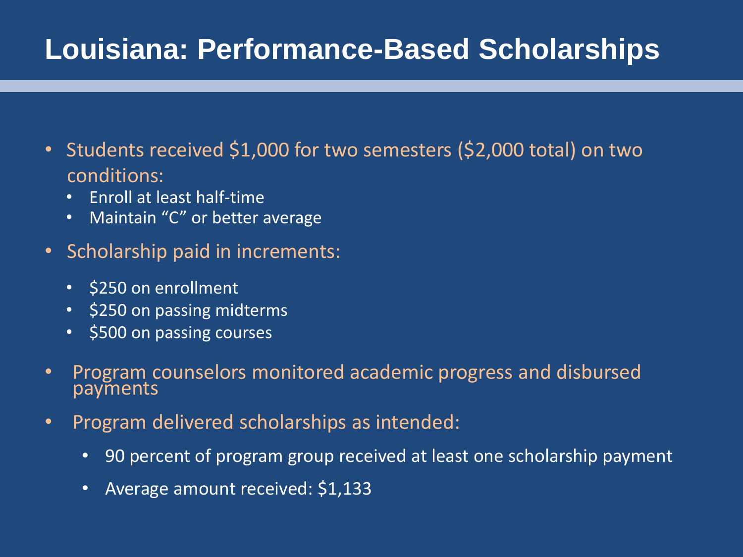# Louisiana: Performance-Based Scholarships

- Students received $1,000 for two semesters ($2,000 total) on two conditions:
  - Enroll at least half-time
  - Maintain "C" or better average
- Scholarship paid in increments:
  - $250 on enrollment
  - $250 on passing midterms
  - $500 on passing courses
- Program counselors monitored academic progress and disbursed payments
- Program delivered scholarships as intended:
  - 90 percent of program group received at least one scholarship payment
  - Average amount received: $1,133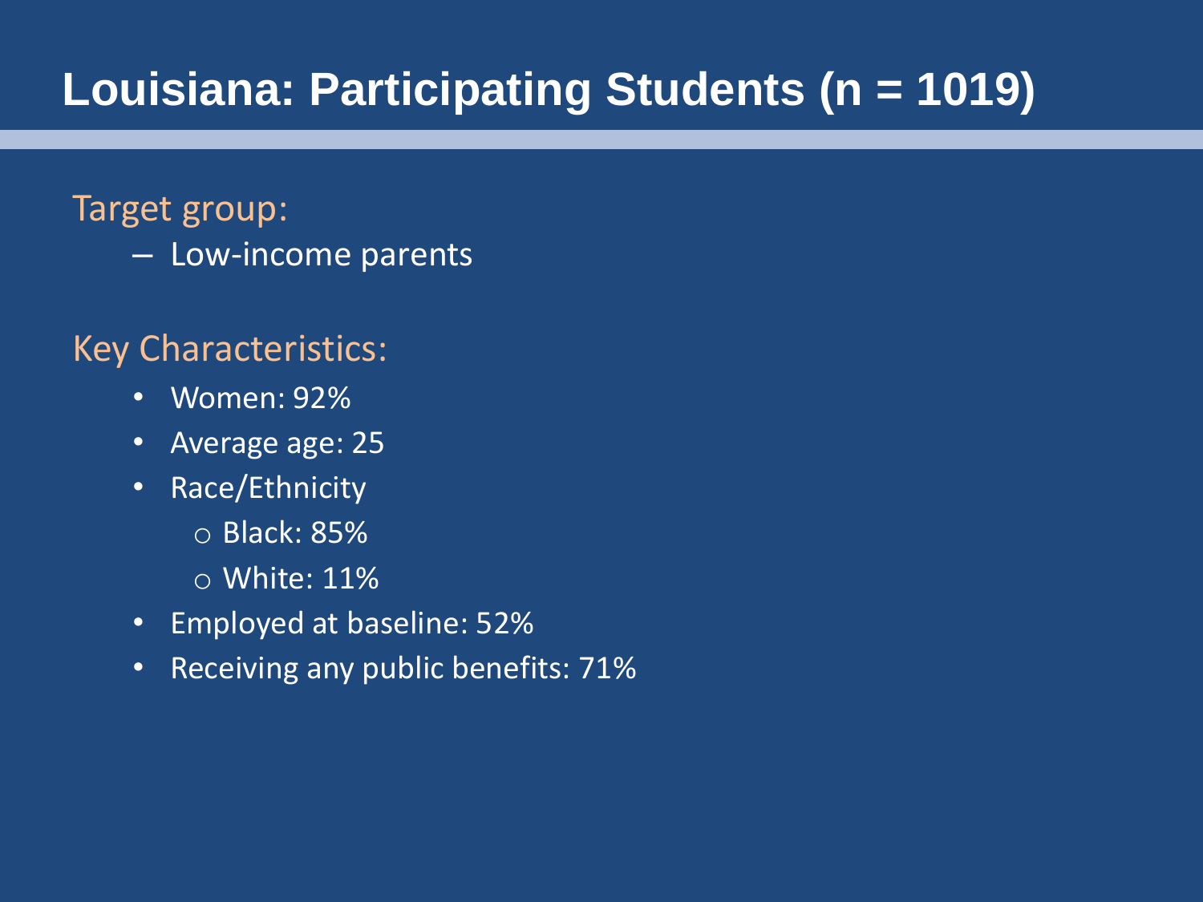# Louisiana: Participating Students (n = 1019)

Target group:

- Low-income parents

Key Characteristics:

- Women: 92%
- Average age: 25
- Race/Ethnicity
  - Black: 85%
  - White: 11%
- Employed at baseline: 52%
- Receiving any public benefits: 71%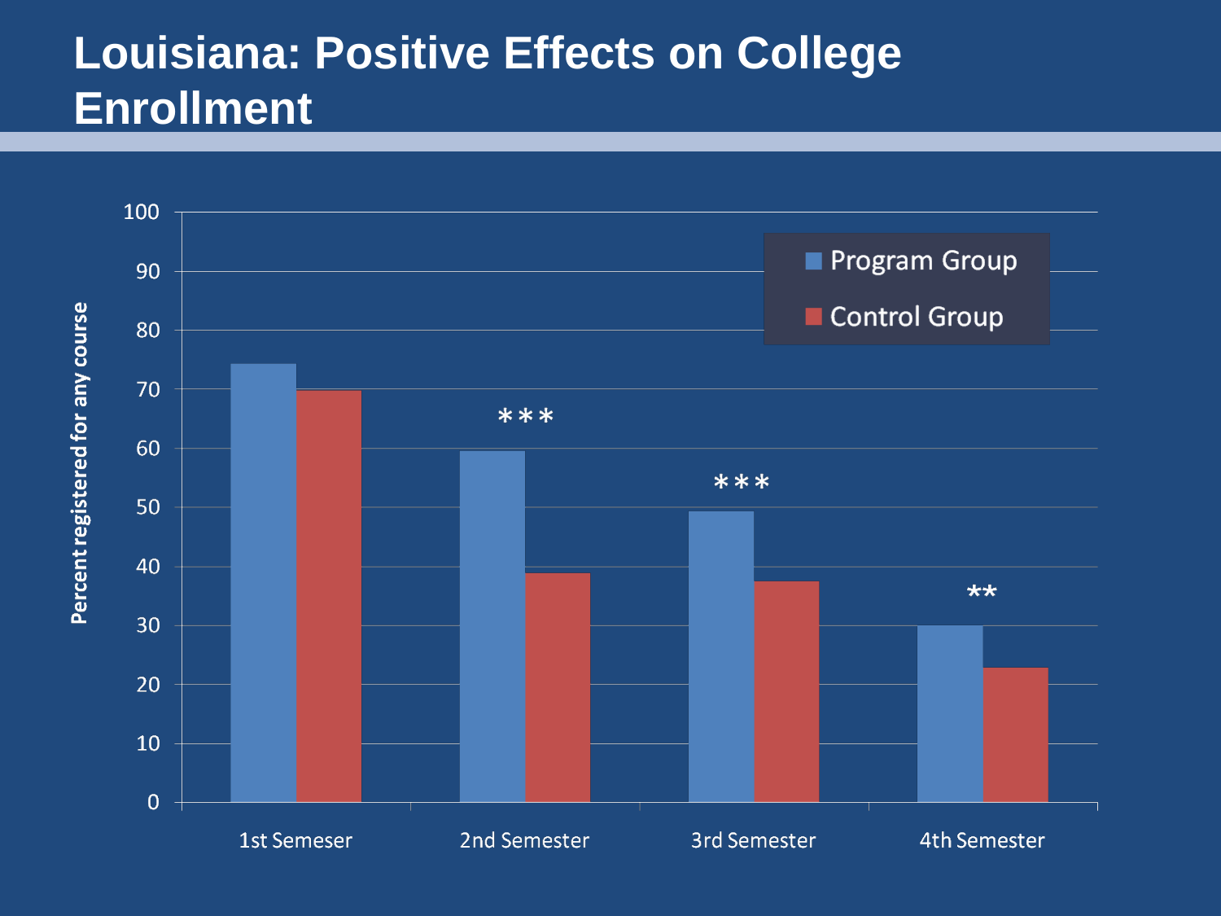# Louisiana: Positive Effects on College Enrollment

| | Program Group | Control Group | |
|---|---|---|---|
| 1st Semeser | 74 | 70 | |
| 2nd Semester | 60 | 39 | *** |
| 3rd Semester | 49 | 38 | *** |
| 4th Semester | 30 | 23 | ** |

Percent registered for any course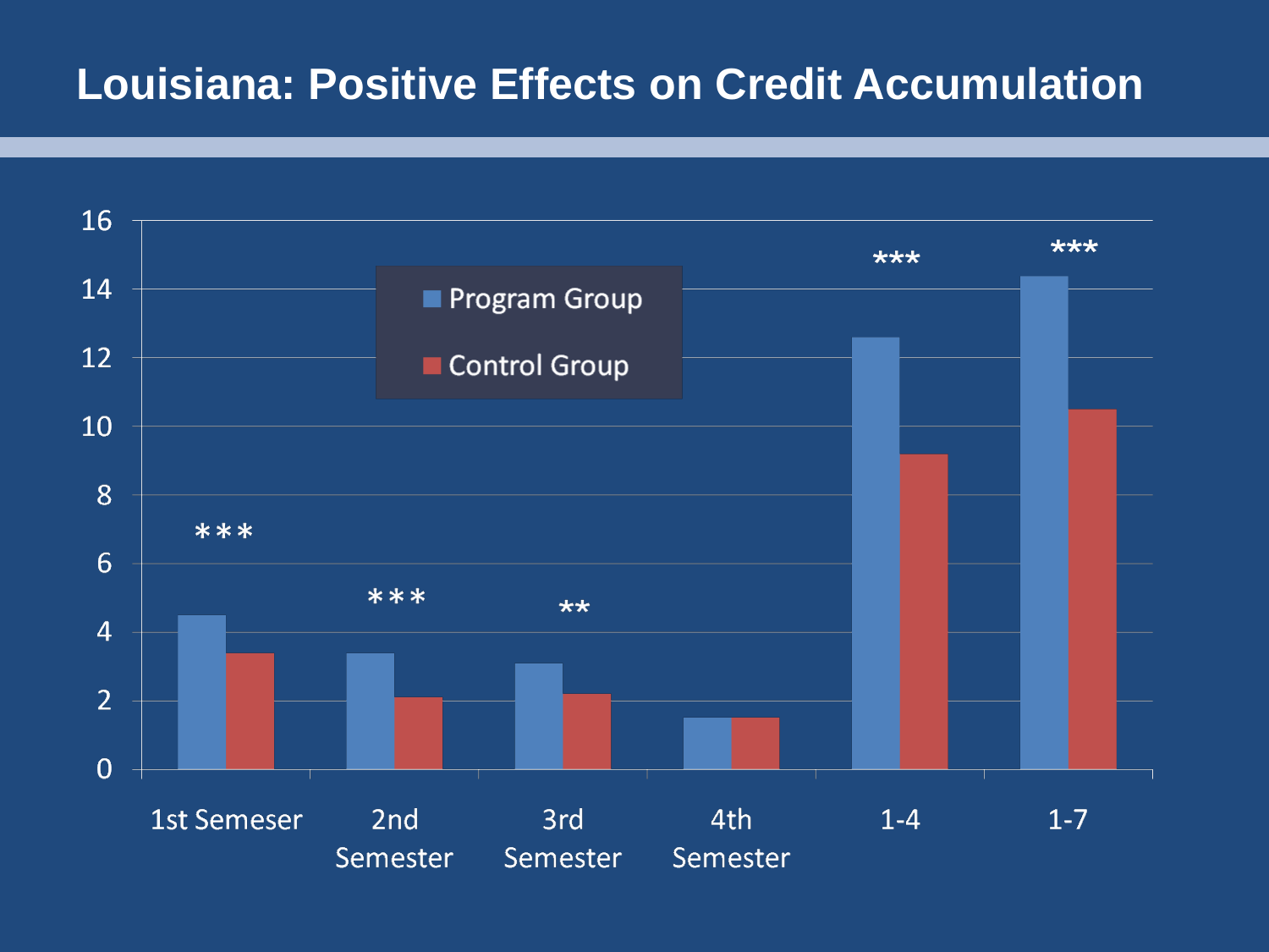# Louisiana: Positive Effects on Credit Accumulation

| | Program Group | Control Group | Significance |
|---|---|---|---|
| 1st Semeser | 4.5 | 3.4 | *** |
| 2nd Semester | 3.4 | 2.1 | *** |
| 3rd Semester | 3.1 | 2.2 | ** |
| 4th Semester | 1.5 | 1.5 | |
| 1-4 | 12.6 | 9.2 | *** |
| 1-7 | 14.4 | 10.5 | *** |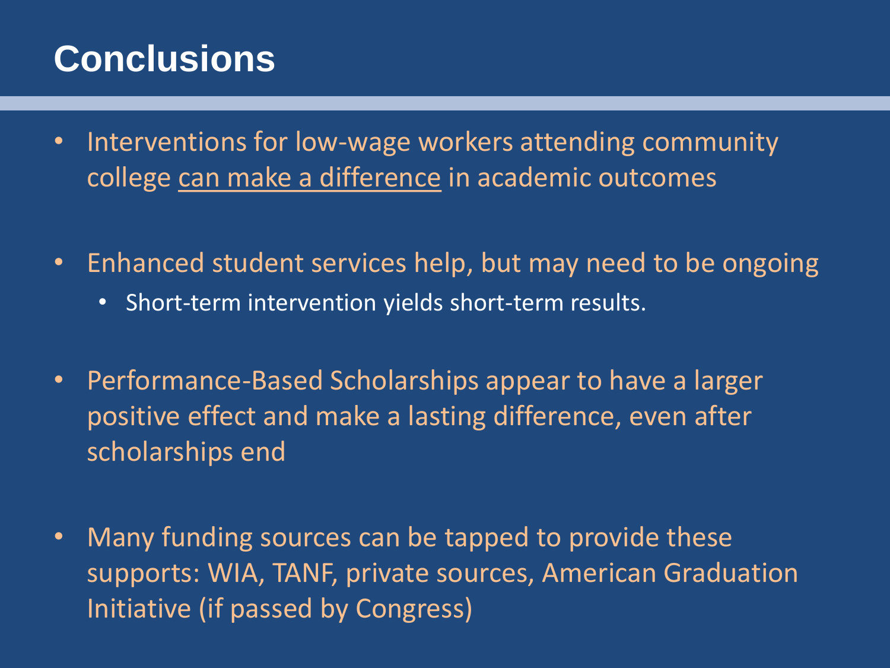# Conclusions

- Interventions for low-wage workers attending community college <u>can make a difference</u> in academic outcomes

- Enhanced student services help, but may need to be ongoing
  - Short-term intervention yields short-term results.

- Performance-Based Scholarships appear to have a larger positive effect and make a lasting difference, even after scholarships end

- Many funding sources can be tapped to provide these supports: WIA, TANF, private sources, American Graduation Initiative (if passed by Congress)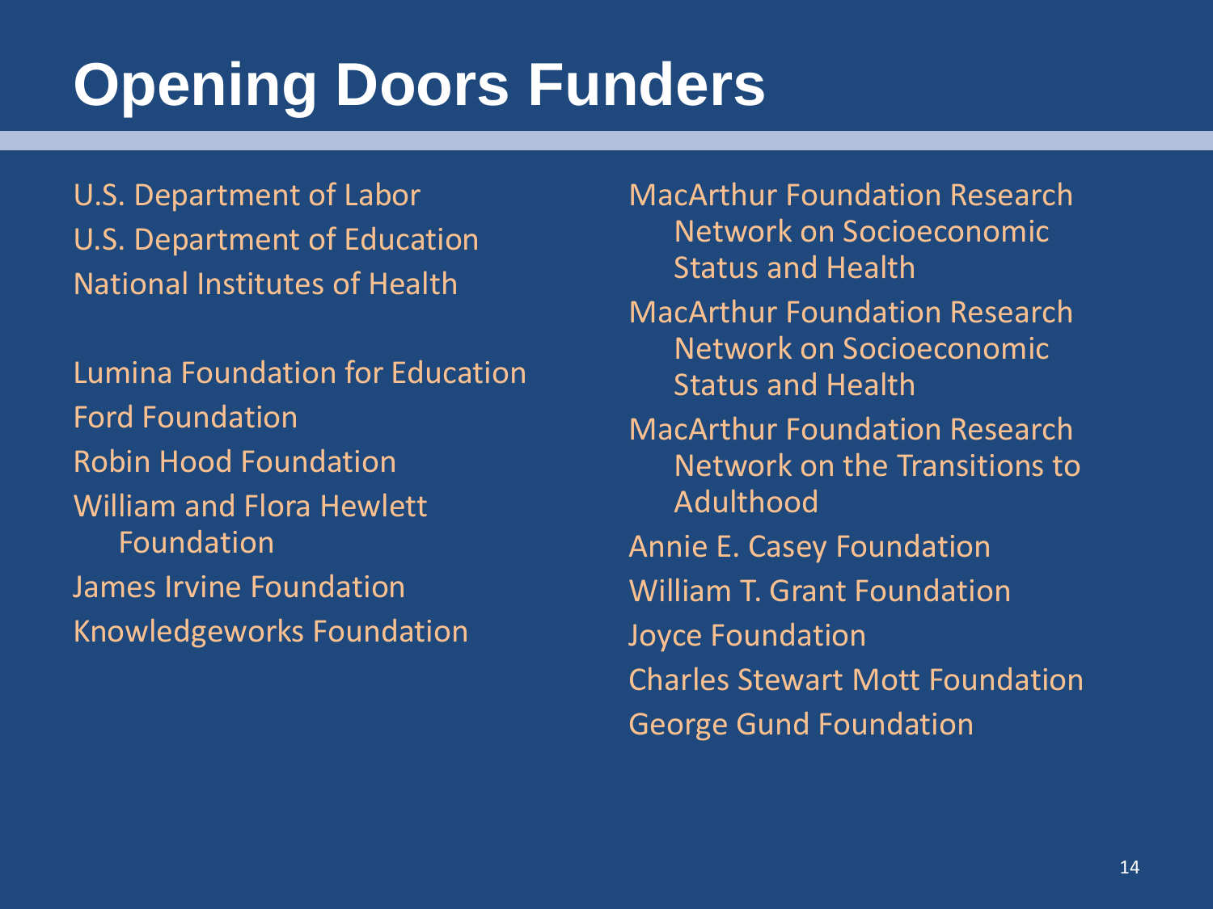# Opening Doors Funders

U.S. Department of Labor
U.S. Department of Education
National Institutes of Health

Lumina Foundation for Education
Ford Foundation
Robin Hood Foundation
William and Flora Hewlett Foundation
James Irvine Foundation
Knowledgeworks Foundation

MacArthur Foundation Research Network on Socioeconomic Status and Health
MacArthur Foundation Research Network on Socioeconomic Status and Health
MacArthur Foundation Research Network on the Transitions to Adulthood
Annie E. Casey Foundation
William T. Grant Foundation
Joyce Foundation
Charles Stewart Mott Foundation
George Gund Foundation